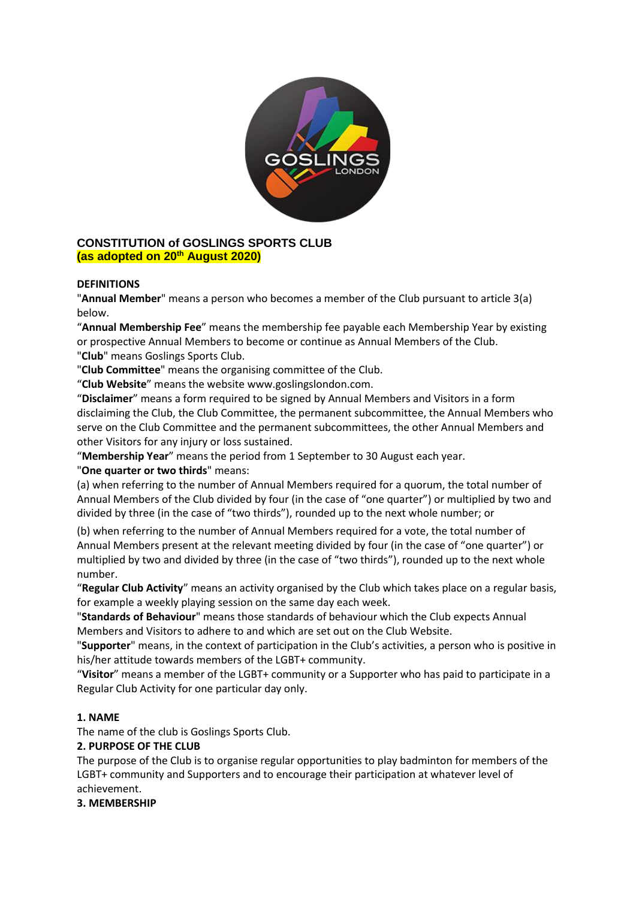# CONSTITUTION of GOSLINGS SPORTS CLUB

**(as adopted on 20th August 2020)**

**DEFINITIONS**

"**Annual Member**" means a person who becomes a member of the Club pursuant to article 3(a) below.

"**Annual Membership Fee**" means the membership fee payable each Membership Year by existing or prospective Annual Members to become or continue as Annual Members of the Club.

"**Club**" means Goslings Sports Club.

"**Club Committee**" means the organising committee of the Club.

"**Club Website**" means the website www.goslingslondon.com.

"**Disclaimer**" means a form required to be signed by Annual Members and Visitors in a form disclaiming the Club, the Club Committee, the permanent subcommittee, the Annual Members who serve on the Club Committee and the permanent subcommittees, the other Annual Members and other Visitors for any injury or loss sustained.

"**Membership Year**" means the period from 1 September to 30 August each year.

"**One quarter or two thirds**" means:

(a) when referring to the number of Annual Members required for a quorum, the total number of Annual Members of the Club divided by four (in the case of "one quarter") or multiplied by two and divided by three (in the case of "two thirds"), rounded up to the next whole number; or

(b) when referring to the number of Annual Members required for a vote, the total number of Annual Members present at the relevant meeting divided by four (in the case of "one quarter") or multiplied by two and divided by three (in the case of "two thirds"), rounded up to the next whole number.

"**Regular Club Activity**" means an activity organised by the Club which takes place on a regular basis, for example a weekly playing session on the same day each week.

"**Standards of Behaviour**" means those standards of behaviour which the Club expects Annual Members and Visitors to adhere to and which are set out on the Club Website.

"**Supporter**" means, in the context of participation in the Club's activities, a person who is positive in his/her attitude towards members of the LGBT+ community.

"**Visitor**" means a member of the LGBT+ community or a Supporter who has paid to participate in a Regular Club Activity for one particular day only.

**1. NAME**

The name of the club is Goslings Sports Club.

**2. PURPOSE OF THE CLUB**

The purpose of the Club is to organise regular opportunities to play badminton for members of the LGBT+ community and Supporters and to encourage their participation at whatever level of achievement.

**3. MEMBERSHIP**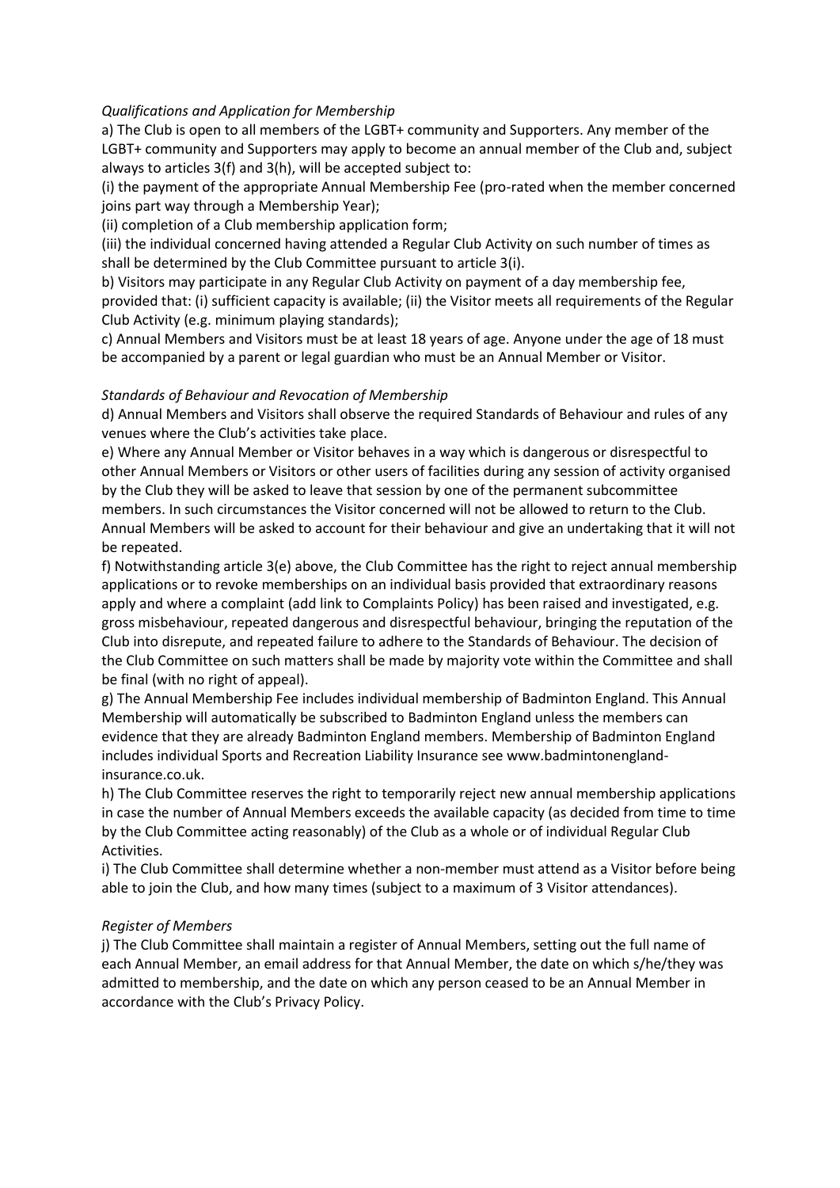*Qualifications and Application for Membership*

a) The Club is open to all members of the LGBT+ community and Supporters. Any member of the LGBT+ community and Supporters may apply to become an annual member of the Club and, subject always to articles 3(f) and 3(h), will be accepted subject to:

(i) the payment of the appropriate Annual Membership Fee (pro-rated when the member concerned joins part way through a Membership Year);

(ii) completion of a Club membership application form;

(iii) the individual concerned having attended a Regular Club Activity on such number of times as shall be determined by the Club Committee pursuant to article 3(i).

b) Visitors may participate in any Regular Club Activity on payment of a day membership fee, provided that: (i) sufficient capacity is available; (ii) the Visitor meets all requirements of the Regular Club Activity (e.g. minimum playing standards);

c) Annual Members and Visitors must be at least 18 years of age. Anyone under the age of 18 must be accompanied by a parent or legal guardian who must be an Annual Member or Visitor.

*Standards of Behaviour and Revocation of Membership*

d) Annual Members and Visitors shall observe the required Standards of Behaviour and rules of any venues where the Club's activities take place.

e) Where any Annual Member or Visitor behaves in a way which is dangerous or disrespectful to other Annual Members or Visitors or other users of facilities during any session of activity organised by the Club they will be asked to leave that session by one of the permanent subcommittee members. In such circumstances the Visitor concerned will not be allowed to return to the Club. Annual Members will be asked to account for their behaviour and give an undertaking that it will not be repeated.

f) Notwithstanding article 3(e) above, the Club Committee has the right to reject annual membership applications or to revoke memberships on an individual basis provided that extraordinary reasons apply and where a complaint (add link to Complaints Policy) has been raised and investigated, e.g. gross misbehaviour, repeated dangerous and disrespectful behaviour, bringing the reputation of the Club into disrepute, and repeated failure to adhere to the Standards of Behaviour. The decision of the Club Committee on such matters shall be made by majority vote within the Committee and shall be final (with no right of appeal).

g) The Annual Membership Fee includes individual membership of Badminton England. This Annual Membership will automatically be subscribed to Badminton England unless the members can evidence that they are already Badminton England members. Membership of Badminton England includes individual Sports and Recreation Liability Insurance see www.badmintonengland-insurance.co.uk.

h) The Club Committee reserves the right to temporarily reject new annual membership applications in case the number of Annual Members exceeds the available capacity (as decided from time to time by the Club Committee acting reasonably) of the Club as a whole or of individual Regular Club Activities.

i) The Club Committee shall determine whether a non-member must attend as a Visitor before being able to join the Club, and how many times (subject to a maximum of 3 Visitor attendances).

*Register of Members*

j) The Club Committee shall maintain a register of Annual Members, setting out the full name of each Annual Member, an email address for that Annual Member, the date on which s/he/they was admitted to membership, and the date on which any person ceased to be an Annual Member in accordance with the Club's Privacy Policy.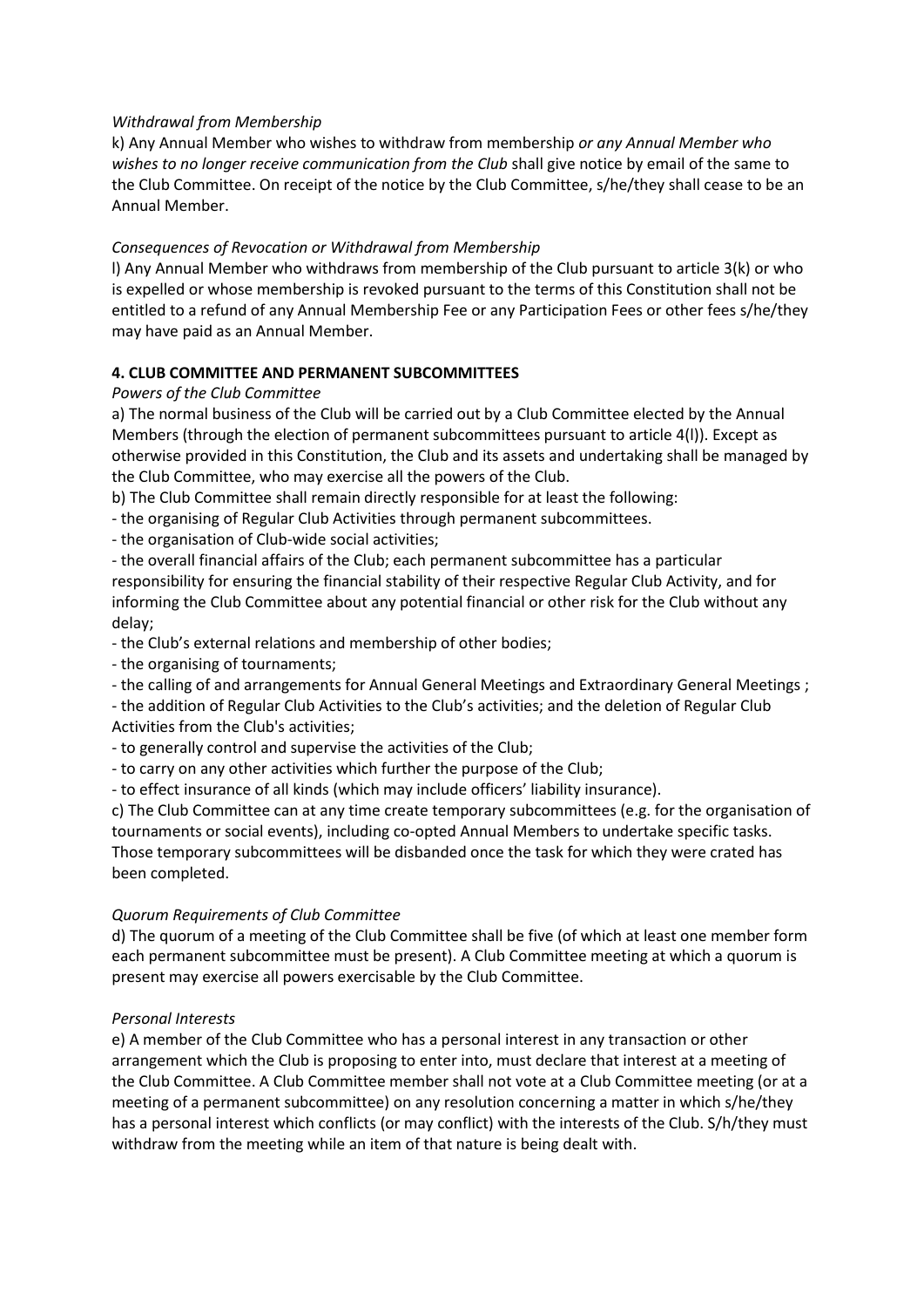*Withdrawal from Membership*

k) Any Annual Member who wishes to withdraw from membership *or any Annual Member who wishes to no longer receive communication from the Club* shall give notice by email of the same to the Club Committee. On receipt of the notice by the Club Committee, s/he/they shall cease to be an Annual Member.

*Consequences of Revocation or Withdrawal from Membership*

l) Any Annual Member who withdraws from membership of the Club pursuant to article 3(k) or who is expelled or whose membership is revoked pursuant to the terms of this Constitution shall not be entitled to a refund of any Annual Membership Fee or any Participation Fees or other fees s/he/they may have paid as an Annual Member.

**4. CLUB COMMITTEE AND PERMANENT SUBCOMMITTEES**

*Powers of the Club Committee*

a) The normal business of the Club will be carried out by a Club Committee elected by the Annual Members (through the election of permanent subcommittees pursuant to article 4(l)). Except as otherwise provided in this Constitution, the Club and its assets and undertaking shall be managed by the Club Committee, who may exercise all the powers of the Club.

b) The Club Committee shall remain directly responsible for at least the following:

- the organising of Regular Club Activities through permanent subcommittees.
- the organisation of Club-wide social activities;
- the overall financial affairs of the Club; each permanent subcommittee has a particular responsibility for ensuring the financial stability of their respective Regular Club Activity, and for informing the Club Committee about any potential financial or other risk for the Club without any delay;
- the Club's external relations and membership of other bodies;
- the organising of tournaments;
- the calling of and arrangements for Annual General Meetings and Extraordinary General Meetings ;
- the addition of Regular Club Activities to the Club's activities; and the deletion of Regular Club Activities from the Club's activities;
- to generally control and supervise the activities of the Club;
- to carry on any other activities which further the purpose of the Club;
- to effect insurance of all kinds (which may include officers' liability insurance).

c) The Club Committee can at any time create temporary subcommittees (e.g. for the organisation of tournaments or social events), including co-opted Annual Members to undertake specific tasks. Those temporary subcommittees will be disbanded once the task for which they were crated has been completed.

*Quorum Requirements of Club Committee*

d) The quorum of a meeting of the Club Committee shall be five (of which at least one member form each permanent subcommittee must be present). A Club Committee meeting at which a quorum is present may exercise all powers exercisable by the Club Committee.

*Personal Interests*

e) A member of the Club Committee who has a personal interest in any transaction or other arrangement which the Club is proposing to enter into, must declare that interest at a meeting of the Club Committee. A Club Committee member shall not vote at a Club Committee meeting (or at a meeting of a permanent subcommittee) on any resolution concerning a matter in which s/he/they has a personal interest which conflicts (or may conflict) with the interests of the Club. S/h/they must withdraw from the meeting while an item of that nature is being dealt with.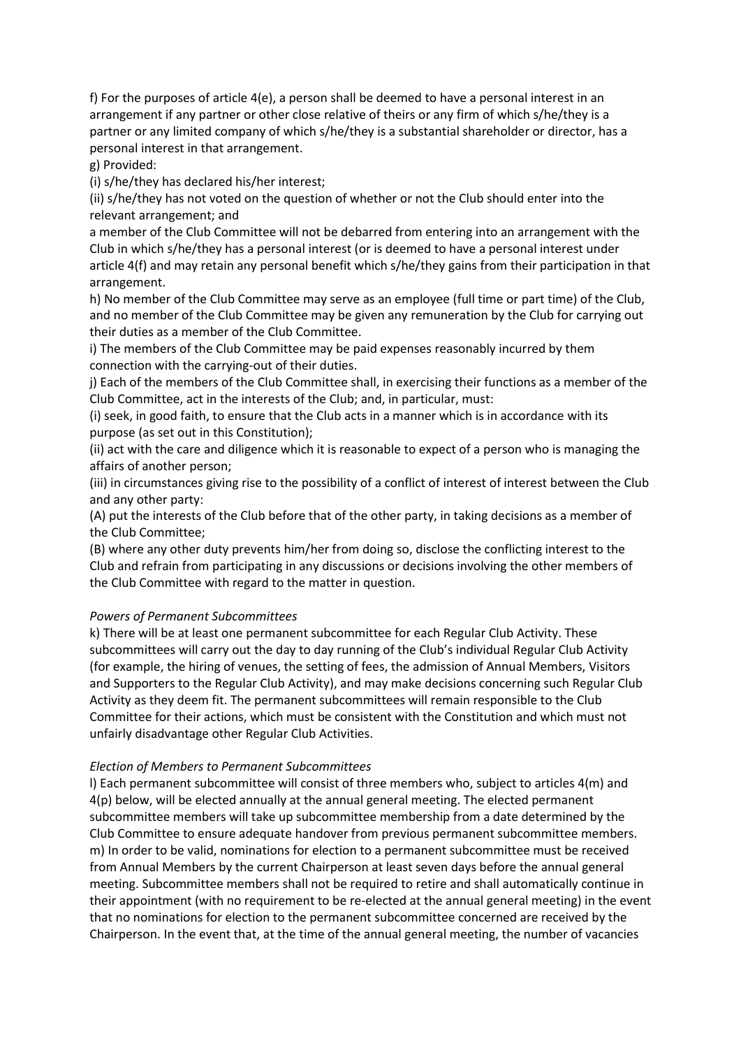f) For the purposes of article 4(e), a person shall be deemed to have a personal interest in an arrangement if any partner or other close relative of theirs or any firm of which s/he/they is a partner or any limited company of which s/he/they is a substantial shareholder or director, has a personal interest in that arrangement.

g) Provided:

(i) s/he/they has declared his/her interest;

(ii) s/he/they has not voted on the question of whether or not the Club should enter into the relevant arrangement; and

a member of the Club Committee will not be debarred from entering into an arrangement with the Club in which s/he/they has a personal interest (or is deemed to have a personal interest under article 4(f) and may retain any personal benefit which s/he/they gains from their participation in that arrangement.

h) No member of the Club Committee may serve as an employee (full time or part time) of the Club, and no member of the Club Committee may be given any remuneration by the Club for carrying out their duties as a member of the Club Committee.

i) The members of the Club Committee may be paid expenses reasonably incurred by them connection with the carrying-out of their duties.

j) Each of the members of the Club Committee shall, in exercising their functions as a member of the Club Committee, act in the interests of the Club; and, in particular, must:

(i) seek, in good faith, to ensure that the Club acts in a manner which is in accordance with its purpose (as set out in this Constitution);

(ii) act with the care and diligence which it is reasonable to expect of a person who is managing the affairs of another person;

(iii) in circumstances giving rise to the possibility of a conflict of interest of interest between the Club and any other party:

(A) put the interests of the Club before that of the other party, in taking decisions as a member of the Club Committee;

(B) where any other duty prevents him/her from doing so, disclose the conflicting interest to the Club and refrain from participating in any discussions or decisions involving the other members of the Club Committee with regard to the matter in question.

*Powers of Permanent Subcommittees*

k) There will be at least one permanent subcommittee for each Regular Club Activity. These subcommittees will carry out the day to day running of the Club's individual Regular Club Activity (for example, the hiring of venues, the setting of fees, the admission of Annual Members, Visitors and Supporters to the Regular Club Activity), and may make decisions concerning such Regular Club Activity as they deem fit. The permanent subcommittees will remain responsible to the Club Committee for their actions, which must be consistent with the Constitution and which must not unfairly disadvantage other Regular Club Activities.

*Election of Members to Permanent Subcommittees*

l) Each permanent subcommittee will consist of three members who, subject to articles 4(m) and 4(p) below, will be elected annually at the annual general meeting. The elected permanent subcommittee members will take up subcommittee membership from a date determined by the Club Committee to ensure adequate handover from previous permanent subcommittee members.

m) In order to be valid, nominations for election to a permanent subcommittee must be received from Annual Members by the current Chairperson at least seven days before the annual general meeting. Subcommittee members shall not be required to retire and shall automatically continue in their appointment (with no requirement to be re-elected at the annual general meeting) in the event that no nominations for election to the permanent subcommittee concerned are received by the Chairperson. In the event that, at the time of the annual general meeting, the number of vacancies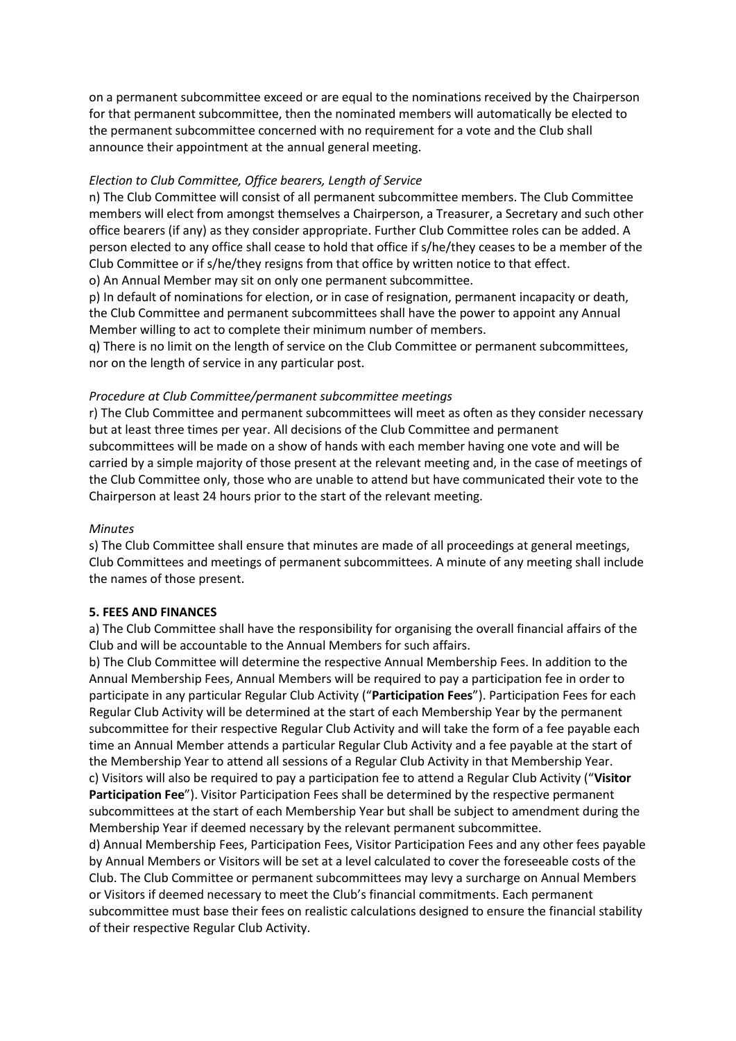on a permanent subcommittee exceed or are equal to the nominations received by the Chairperson for that permanent subcommittee, then the nominated members will automatically be elected to the permanent subcommittee concerned with no requirement for a vote and the Club shall announce their appointment at the annual general meeting.

*Election to Club Committee, Office bearers, Length of Service*

n) The Club Committee will consist of all permanent subcommittee members. The Club Committee members will elect from amongst themselves a Chairperson, a Treasurer, a Secretary and such other office bearers (if any) as they consider appropriate. Further Club Committee roles can be added. A person elected to any office shall cease to hold that office if s/he/they ceases to be a member of the Club Committee or if s/he/they resigns from that office by written notice to that effect.

o) An Annual Member may sit on only one permanent subcommittee.

p) In default of nominations for election, or in case of resignation, permanent incapacity or death, the Club Committee and permanent subcommittees shall have the power to appoint any Annual Member willing to act to complete their minimum number of members.

q) There is no limit on the length of service on the Club Committee or permanent subcommittees, nor on the length of service in any particular post.

*Procedure at Club Committee/permanent subcommittee meetings*

r) The Club Committee and permanent subcommittees will meet as often as they consider necessary but at least three times per year. All decisions of the Club Committee and permanent subcommittees will be made on a show of hands with each member having one vote and will be carried by a simple majority of those present at the relevant meeting and, in the case of meetings of the Club Committee only, those who are unable to attend but have communicated their vote to the Chairperson at least 24 hours prior to the start of the relevant meeting.

*Minutes*

s) The Club Committee shall ensure that minutes are made of all proceedings at general meetings, Club Committees and meetings of permanent subcommittees. A minute of any meeting shall include the names of those present.

**5. FEES AND FINANCES**

a) The Club Committee shall have the responsibility for organising the overall financial affairs of the Club and will be accountable to the Annual Members for such affairs.

b) The Club Committee will determine the respective Annual Membership Fees. In addition to the Annual Membership Fees, Annual Members will be required to pay a participation fee in order to participate in any particular Regular Club Activity ("**Participation Fees**"). Participation Fees for each Regular Club Activity will be determined at the start of each Membership Year by the permanent subcommittee for their respective Regular Club Activity and will take the form of a fee payable each time an Annual Member attends a particular Regular Club Activity and a fee payable at the start of the Membership Year to attend all sessions of a Regular Club Activity in that Membership Year.

c) Visitors will also be required to pay a participation fee to attend a Regular Club Activity ("**Visitor Participation Fee**"). Visitor Participation Fees shall be determined by the respective permanent subcommittees at the start of each Membership Year but shall be subject to amendment during the Membership Year if deemed necessary by the relevant permanent subcommittee.

d) Annual Membership Fees, Participation Fees, Visitor Participation Fees and any other fees payable by Annual Members or Visitors will be set at a level calculated to cover the foreseeable costs of the Club. The Club Committee or permanent subcommittees may levy a surcharge on Annual Members or Visitors if deemed necessary to meet the Club's financial commitments. Each permanent subcommittee must base their fees on realistic calculations designed to ensure the financial stability of their respective Regular Club Activity.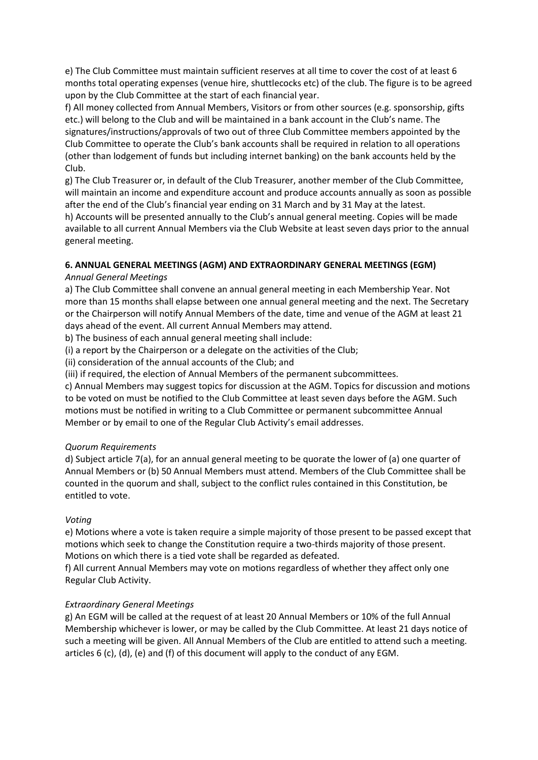e) The Club Committee must maintain sufficient reserves at all time to cover the cost of at least 6 months total operating expenses (venue hire, shuttlecocks etc) of the club. The figure is to be agreed upon by the Club Committee at the start of each financial year.

f) All money collected from Annual Members, Visitors or from other sources (e.g. sponsorship, gifts etc.) will belong to the Club and will be maintained in a bank account in the Club's name. The signatures/instructions/approvals of two out of three Club Committee members appointed by the Club Committee to operate the Club's bank accounts shall be required in relation to all operations (other than lodgement of funds but including internet banking) on the bank accounts held by the Club.

g) The Club Treasurer or, in default of the Club Treasurer, another member of the Club Committee, will maintain an income and expenditure account and produce accounts annually as soon as possible after the end of the Club's financial year ending on 31 March and by 31 May at the latest.

h) Accounts will be presented annually to the Club's annual general meeting. Copies will be made available to all current Annual Members via the Club Website at least seven days prior to the annual general meeting.

### 6. ANNUAL GENERAL MEETINGS (AGM) AND EXTRAORDINARY GENERAL MEETINGS (EGM)

*Annual General Meetings*

a) The Club Committee shall convene an annual general meeting in each Membership Year. Not more than 15 months shall elapse between one annual general meeting and the next. The Secretary or the Chairperson will notify Annual Members of the date, time and venue of the AGM at least 21 days ahead of the event. All current Annual Members may attend.

b) The business of each annual general meeting shall include:

(i) a report by the Chairperson or a delegate on the activities of the Club;

(ii) consideration of the annual accounts of the Club; and

(iii) if required, the election of Annual Members of the permanent subcommittees.

c) Annual Members may suggest topics for discussion at the AGM. Topics for discussion and motions to be voted on must be notified to the Club Committee at least seven days before the AGM. Such motions must be notified in writing to a Club Committee or permanent subcommittee Annual Member or by email to one of the Regular Club Activity's email addresses.

*Quorum Requirements*

d) Subject article 7(a), for an annual general meeting to be quorate the lower of (a) one quarter of Annual Members or (b) 50 Annual Members must attend. Members of the Club Committee shall be counted in the quorum and shall, subject to the conflict rules contained in this Constitution, be entitled to vote.

*Voting*

e) Motions where a vote is taken require a simple majority of those present to be passed except that motions which seek to change the Constitution require a two-thirds majority of those present. Motions on which there is a tied vote shall be regarded as defeated.

f) All current Annual Members may vote on motions regardless of whether they affect only one Regular Club Activity.

*Extraordinary General Meetings*

g) An EGM will be called at the request of at least 20 Annual Members or 10% of the full Annual Membership whichever is lower, or may be called by the Club Committee. At least 21 days notice of such a meeting will be given. All Annual Members of the Club are entitled to attend such a meeting. articles 6 (c), (d), (e) and (f) of this document will apply to the conduct of any EGM.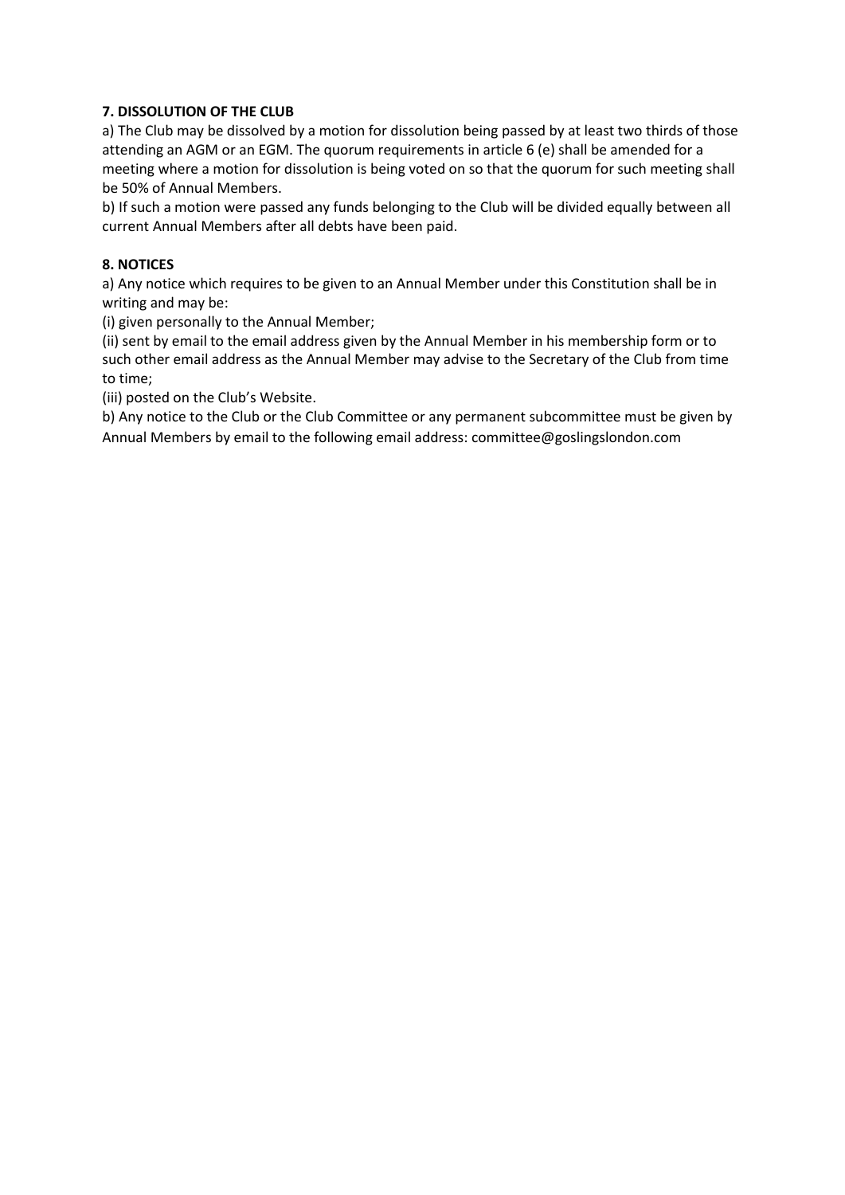**7. DISSOLUTION OF THE CLUB**

a) The Club may be dissolved by a motion for dissolution being passed by at least two thirds of those attending an AGM or an EGM. The quorum requirements in article 6 (e) shall be amended for a meeting where a motion for dissolution is being voted on so that the quorum for such meeting shall be 50% of Annual Members.

b) If such a motion were passed any funds belonging to the Club will be divided equally between all current Annual Members after all debts have been paid.

**8. NOTICES**

a) Any notice which requires to be given to an Annual Member under this Constitution shall be in writing and may be:

(i) given personally to the Annual Member;

(ii) sent by email to the email address given by the Annual Member in his membership form or to such other email address as the Annual Member may advise to the Secretary of the Club from time to time;

(iii) posted on the Club's Website.

b) Any notice to the Club or the Club Committee or any permanent subcommittee must be given by Annual Members by email to the following email address: committee@goslingslondon.com